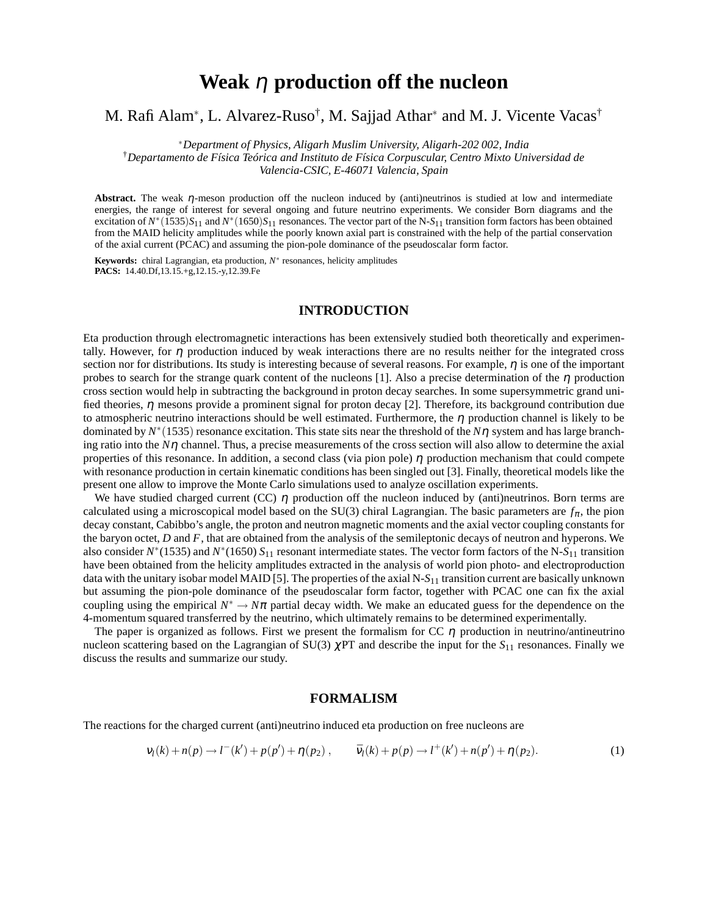# Weak $\eta$ production off the nucleon

M. Rafi Alam[*], L. Alvarez-Ruso[†], M. Sajjad Athar[*] and M. J. Vicente Vacas[†]

[*]*Department of Physics, Aligarh Muslim University, Aligarh-202 002, India*
[†]*Departamento de Física Teórica and Instituto de Física Corpuscular, Centro Mixto Universidad de Valencia-CSIC, E-46071 Valencia, Spain*

**Abstract.** The weak $\eta$-meson production off the nucleon induced by (anti)neutrinos is studied at low and intermediate energies, the range of interest for several ongoing and future neutrino experiments. We consider Born diagrams and the excitation of $N^*(1535)S_{11}$ and $N^*(1650)S_{11}$ resonances. The vector part of the N-$S_{11}$ transition form factors has been obtained from the MAID helicity amplitudes while the poorly known axial part is constrained with the help of the partial conservation of the axial current (PCAC) and assuming the pion-pole dominance of the pseudoscalar form factor.

**Keywords:** chiral Lagrangian, eta production, $N^*$ resonances, helicity amplitudes
**PACS:** 14.40.Df,13.15.+g,12.15.-y,12.39.Fe

## INTRODUCTION

Eta production through electromagnetic interactions has been extensively studied both theoretically and experimentally. However, for $\eta$ production induced by weak interactions there are no results neither for the integrated cross section nor for distributions. Its study is interesting because of several reasons. For example, $\eta$ is one of the important probes to search for the strange quark content of the nucleons [1]. Also a precise determination of the $\eta$ production cross section would help in subtracting the background in proton decay searches. In some supersymmetric grand unified theories, $\eta$ mesons provide a prominent signal for proton decay [2]. Therefore, its background contribution due to atmospheric neutrino interactions should be well estimated. Furthermore, the $\eta$ production channel is likely to be dominated by $N^*(1535)$ resonance excitation. This state sits near the threshold of the $N\eta$ system and has large branching ratio into the $N\eta$ channel. Thus, a precise measurements of the cross section will also allow to determine the axial properties of this resonance. In addition, a second class (via pion pole) $\eta$ production mechanism that could compete with resonance production in certain kinematic conditions has been singled out [3]. Finally, theoretical models like the present one allow to improve the Monte Carlo simulations used to analyze oscillation experiments.

We have studied charged current (CC) $\eta$ production off the nucleon induced by (anti)neutrinos. Born terms are calculated using a microscopical model based on the SU(3) chiral Lagrangian. The basic parameters are $f_\pi$, the pion decay constant, Cabibbo's angle, the proton and neutron magnetic moments and the axial vector coupling constants for the baryon octet, $D$ and $F$, that are obtained from the analysis of the semileptonic decays of neutron and hyperons. We also consider $N^*(1535)$ and $N^*(1650)$ $S_{11}$ resonant intermediate states. The vector form factors of the N-$S_{11}$ transition have been obtained from the helicity amplitudes extracted in the analysis of world pion photo- and electroproduction data with the unitary isobar model MAID [5]. The properties of the axial N-$S_{11}$ transition current are basically unknown but assuming the pion-pole dominance of the pseudoscalar form factor, together with PCAC one can fix the axial coupling using the empirical $N^* \to N\pi$ partial decay width. We make an educated guess for the dependence on the 4-momentum squared transferred by the neutrino, which ultimately remains to be determined experimentally.

The paper is organized as follows. First we present the formalism for CC $\eta$ production in neutrino/antineutrino nucleon scattering based on the Lagrangian of SU(3) $\chi$PT and describe the input for the $S_{11}$ resonances. Finally we discuss the results and summarize our study.

## FORMALISM

The reactions for the charged current (anti)neutrino induced eta production on free nucleons are

$$\nu_l(k) + n(p) \to l^-(k') + p(p') + \eta(p_2)\,, \qquad \bar{\nu}_l(k) + p(p) \to l^+(k') + n(p') + \eta(p_2). \tag{1}$$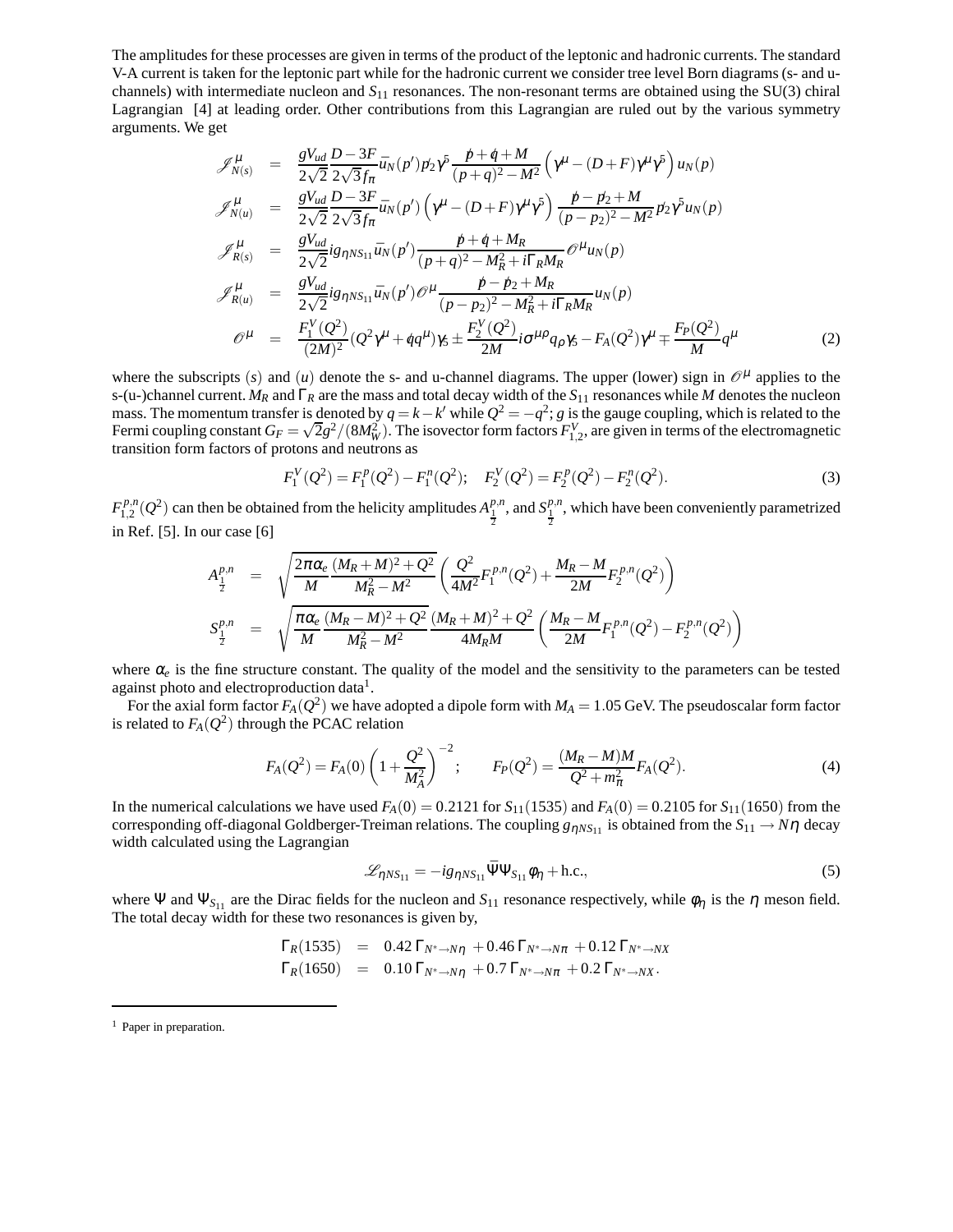The amplitudes for these processes are given in terms of the product of the leptonic and hadronic currents. The standard V-A current is taken for the leptonic part while for the hadronic current we consider tree level Born diagrams (s- and u-channels) with intermediate nucleon and $S_{11}$ resonances. The non-resonant terms are obtained using the SU(3) chiral Lagrangian [4] at leading order. Other contributions from this Lagrangian are ruled out by the various symmetry arguments. We get

$$
\begin{aligned}
\mathscr{J}^{\mu}_{N(s)} &= \frac{gV_{ud}}{2\sqrt{2}}\frac{D-3F}{2\sqrt{3}f_\pi}\bar{u}_N(p')\not{p}_2\gamma^5\frac{\not{p}+\not{q}+M}{(p+q)^2-M^2}\left(\gamma^\mu-(D+F)\gamma^\mu\gamma^5\right)u_N(p) \\
\mathscr{J}^{\mu}_{N(u)} &= \frac{gV_{ud}}{2\sqrt{2}}\frac{D-3F}{2\sqrt{3}f_\pi}\bar{u}_N(p')\left(\gamma^\mu-(D+F)\gamma^\mu\gamma^5\right)\frac{\not{p}-\not{p}_2+M}{(p-p_2)^2-M^2}\not{p}_2\gamma^5 u_N(p) \\
\mathscr{J}^{\mu}_{R(s)} &= \frac{gV_{ud}}{2\sqrt{2}}ig_{\eta NS_{11}}\bar{u}_N(p')\frac{\not{p}+\not{q}+M_R}{(p+q)^2-M_R^2+i\Gamma_R M_R}\mathscr{O}^\mu u_N(p) \\
\mathscr{J}^{\mu}_{R(u)} &= \frac{gV_{ud}}{2\sqrt{2}}ig_{\eta NS_{11}}\bar{u}_N(p')\mathscr{O}^\mu\frac{\not{p}-\not{p}_2+M_R}{(p-p_2)^2-M_R^2+i\Gamma_R M_R}u_N(p) \\
\mathscr{O}^\mu &= \frac{F_1^V(Q^2)}{(2M)^2}(Q^2\gamma^\mu+\not{q}q^\mu)\gamma_5 \pm \frac{F_2^V(Q^2)}{2M}i\sigma^{\mu\rho}q_\rho\gamma_5 - F_A(Q^2)\gamma^\mu \mp \frac{F_P(Q^2)}{M}q^\mu
\end{aligned}
\tag{2}
$$

where the subscripts $(s)$ and $(u)$ denote the s- and u-channel diagrams. The upper (lower) sign in $\mathscr{O}^\mu$ applies to the s-(u-)channel current. $M_R$ and $\Gamma_R$ are the mass and total decay width of the $S_{11}$ resonances while $M$ denotes the nucleon mass. The momentum transfer is denoted by $q=k-k'$ while $Q^2=-q^2$; $g$ is the gauge coupling, which is related to the Fermi coupling constant $G_F=\sqrt{2}g^2/(8M_W^2)$. The isovector form factors $F^V_{1,2}$, are given in terms of the electromagnetic transition form factors of protons and neutrons as

$$
F_1^V(Q^2)=F_1^p(Q^2)-F_1^n(Q^2); \quad F_2^V(Q^2)=F_2^p(Q^2)-F_2^n(Q^2). \tag{3}
$$

$F^{p,n}_{1,2}(Q^2)$ can then be obtained from the helicity amplitudes $A^{p,n}_{\frac{1}{2}}$, and $S^{p,n}_{\frac{1}{2}}$, which have been conveniently parametrized in Ref. [5]. In our case [6]

$$
\begin{aligned}
A^{p,n}_{\frac{1}{2}} &= \sqrt{\frac{2\pi\alpha_e}{M}\frac{(M_R+M)^2+Q^2}{M_R^2-M^2}}\left(\frac{Q^2}{4M^2}F_1^{p,n}(Q^2)+\frac{M_R-M}{2M}F_2^{p,n}(Q^2)\right) \\
S^{p,n}_{\frac{1}{2}} &= \sqrt{\frac{\pi\alpha_e}{M}\frac{(M_R-M)^2+Q^2}{M_R^2-M^2}}\frac{(M_R+M)^2+Q^2}{4M_RM}\left(\frac{M_R-M}{2M}F_1^{p,n}(Q^2)-F_2^{p,n}(Q^2)\right)
\end{aligned}
$$

where $\alpha_e$ is the fine structure constant. The quality of the model and the sensitivity to the parameters can be tested against photo and electroproduction data[1].

For the axial form factor $F_A(Q^2)$ we have adopted a dipole form with $M_A=1.05$ GeV. The pseudoscalar form factor is related to $F_A(Q^2)$ through the PCAC relation

$$
F_A(Q^2)=F_A(0)\left(1+\frac{Q^2}{M_A^2}\right)^{-2}; \qquad F_P(Q^2)=\frac{(M_R-M)M}{Q^2+m_\pi^2}F_A(Q^2). \tag{4}
$$

In the numerical calculations we have used $F_A(0)=0.2121$ for $S_{11}(1535)$ and $F_A(0)=0.2105$ for $S_{11}(1650)$ from the corresponding off-diagonal Goldberger-Treiman relations. The coupling $g_{\eta NS_{11}}$ is obtained from the $S_{11}\to N\eta$ decay width calculated using the Lagrangian

$$
\mathscr{L}_{\eta NS_{11}}=-ig_{\eta NS_{11}}\bar{\Psi}\Psi_{S_{11}}\phi_\eta+\text{h.c.}, \tag{5}
$$

where $\Psi$ and $\Psi_{S_{11}}$ are the Dirac fields for the nucleon and $S_{11}$ resonance respectively, while $\phi_\eta$ is the $\eta$ meson field. The total decay width for these two resonances is given by,

$$
\begin{aligned}
\Gamma_R(1535) &= 0.42\,\Gamma_{N^*\to N\eta}+0.46\,\Gamma_{N^*\to N\pi}+0.12\,\Gamma_{N^*\to NX} \\
\Gamma_R(1650) &= 0.10\,\Gamma_{N^*\to N\eta}+0.7\,\Gamma_{N^*\to N\pi}+0.2\,\Gamma_{N^*\to NX}.
\end{aligned}
$$

[1] Paper in preparation.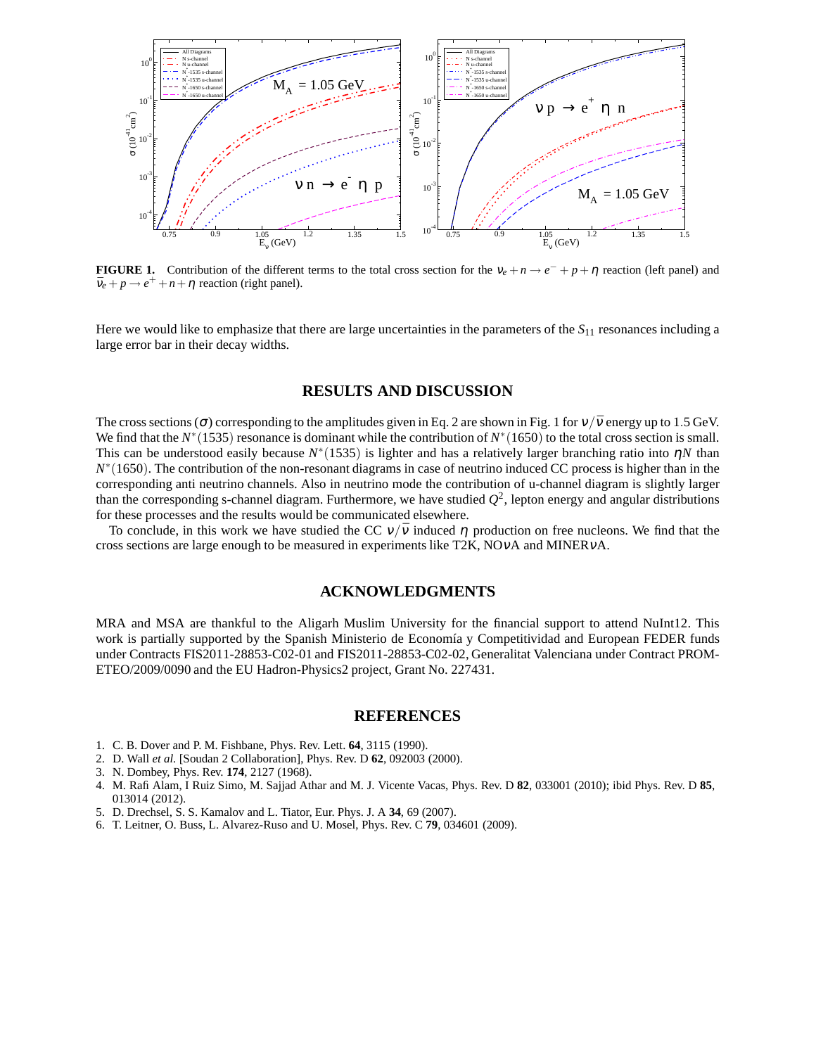All Diagrams
N s-channel
N u-channel
N*-1535 s-channel
N*-1535 u-channel
N*-1650 s-channel
N*-1650 u-channel

M$_A$ = 1.05 GeV

ν n → e$^-$ η p

σ (10$^{-41}$ cm$^2$)

E$_ν$ (GeV)

0.75 0.9 1.05 1.2 1.35 1.5

10$^0$ 10$^{-1}$ 10$^{-2}$ 10$^{-3}$ 10$^{-4}$

All Diagrams
N s-channel
N u-channel
N*-1535 s-channel
N*-1535 u-channel
N*-1650 s-channel
N*-1650 u-channel

ν p → e$^+$ η n

M$_A$ = 1.05 GeV

σ (10$^{-41}$ cm$^2$)

E$_ν$ (GeV)

0.75 0.9 1.05 1.2 1.35 1.5

10$^0$ 10$^{-1}$ 10$^{-2}$ 10$^{-3}$ 10$^{-4}$

**FIGURE 1.** Contribution of the different terms to the total cross section for the $\nu_e + n \to e^- + p + \eta$ reaction (left panel) and $\bar{\nu}_e + p \to e^+ + n + \eta$ reaction (right panel).

Here we would like to emphasize that there are large uncertainties in the parameters of the $S_{11}$ resonances including a large error bar in their decay widths.

## RESULTS AND DISCUSSION

The cross sections ($\sigma$) corresponding to the amplitudes given in Eq. 2 are shown in Fig. 1 for $\nu/\bar{\nu}$ energy up to 1.5 GeV. We find that the $N^*(1535)$ resonance is dominant while the contribution of $N^*(1650)$ to the total cross section is small. This can be understood easily because $N^*(1535)$ is lighter and has a relatively larger branching ratio into $\eta N$ than $N^*(1650)$. The contribution of the non-resonant diagrams in case of neutrino induced CC process is higher than in the corresponding anti neutrino channels. Also in neutrino mode the contribution of u-channel diagram is slightly larger than the corresponding s-channel diagram. Furthermore, we have studied $Q^2$, lepton energy and angular distributions for these processes and the results would be communicated elsewhere.

To conclude, in this work we have studied the CC $\nu/\bar{\nu}$ induced $\eta$ production on free nucleons. We find that the cross sections are large enough to be measured in experiments like T2K, NO$\nu$A and MINER$\nu$A.

## ACKNOWLEDGMENTS

MRA and MSA are thankful to the Aligarh Muslim University for the financial support to attend NuInt12. This work is partially supported by the Spanish Ministerio de Economía y Competitividad and European FEDER funds under Contracts FIS2011-28853-C02-01 and FIS2011-28853-C02-02, Generalitat Valenciana under Contract PROMETEO/2009/0090 and the EU Hadron-Physics2 project, Grant No. 227431.

## REFERENCES

1. C. B. Dover and P. M. Fishbane, Phys. Rev. Lett. **64**, 3115 (1990).
2. D. Wall *et al.* [Soudan 2 Collaboration], Phys. Rev. D **62**, 092003 (2000).
3. N. Dombey, Phys. Rev. **174**, 2127 (1968).
4. M. Rafi Alam, I Ruiz Simo, M. Sajjad Athar and M. J. Vicente Vacas, Phys. Rev. D **82**, 033001 (2010); ibid Phys. Rev. D **85**, 013014 (2012).
5. D. Drechsel, S. S. Kamalov and L. Tiator, Eur. Phys. J. A **34**, 69 (2007).
6. T. Leitner, O. Buss, L. Alvarez-Ruso and U. Mosel, Phys. Rev. C **79**, 034601 (2009).